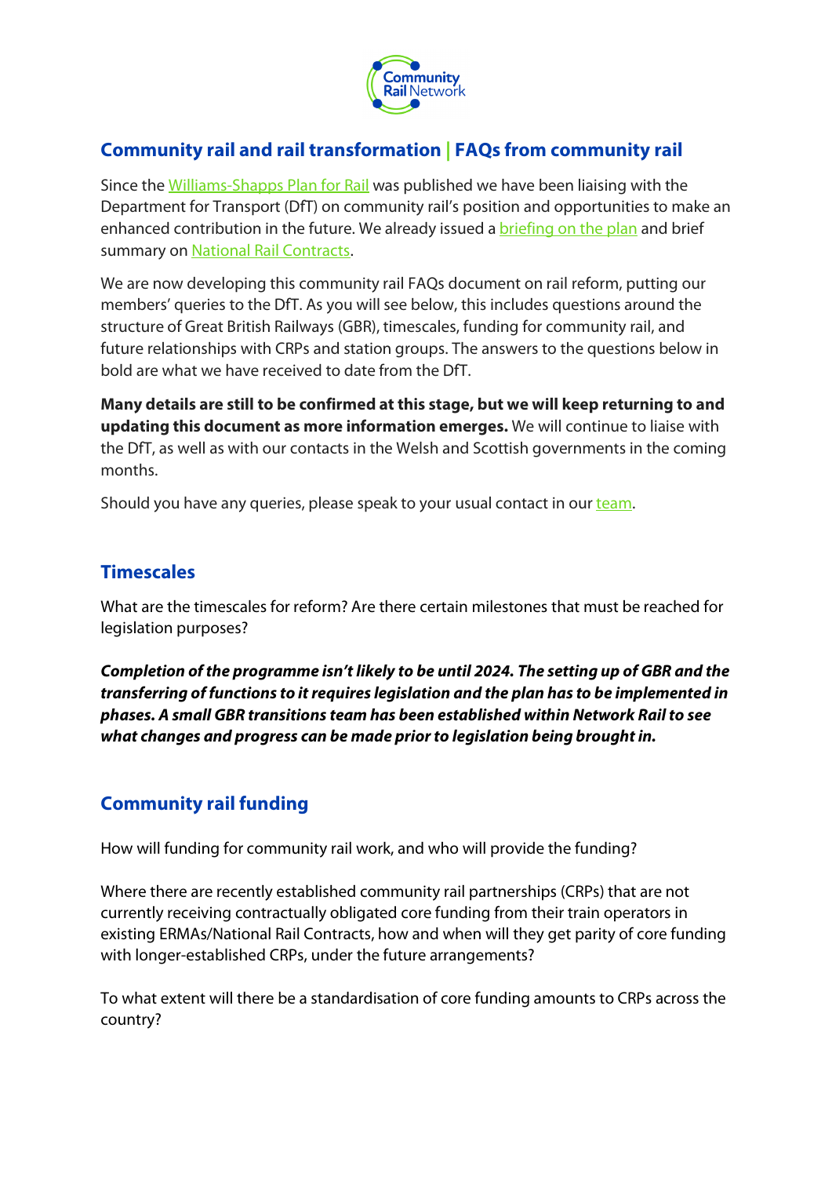# Community rail and rail transformation | FAQs from community rail

Since the Williams-Shapps Plan for Rail was published we have been liaising with the Department for Transport (DfT) on community rail's position and opportunities to make an enhanced contribution in the future. We already issued a briefing on the plan and brief summary on National Rail Contracts.

We are now developing this community rail FAQs document on rail reform, putting our members' queries to the DfT. As you will see below, this includes questions around the structure of Great British Railways (GBR), timescales, funding for community rail, and future relationships with CRPs and station groups. The answers to the questions below in bold are what we have received to date from the DfT.

**Many details are still to be confirmed at this stage, but we will keep returning to and updating this document as more information emerges.** We will continue to liaise with the DfT, as well as with our contacts in the Welsh and Scottish governments in the coming months.

Should you have any queries, please speak to your usual contact in our team.

## Timescales

What are the timescales for reform? Are there certain milestones that must be reached for legislation purposes?

***Completion of the programme isn't likely to be until 2024. The setting up of GBR and the transferring of functions to it requires legislation and the plan has to be implemented in phases. A small GBR transitions team has been established within Network Rail to see what changes and progress can be made prior to legislation being brought in.***

## Community rail funding

How will funding for community rail work, and who will provide the funding?

Where there are recently established community rail partnerships (CRPs) that are not currently receiving contractually obligated core funding from their train operators in existing ERMAs/National Rail Contracts, how and when will they get parity of core funding with longer-established CRPs, under the future arrangements?

To what extent will there be a standardisation of core funding amounts to CRPs across the country?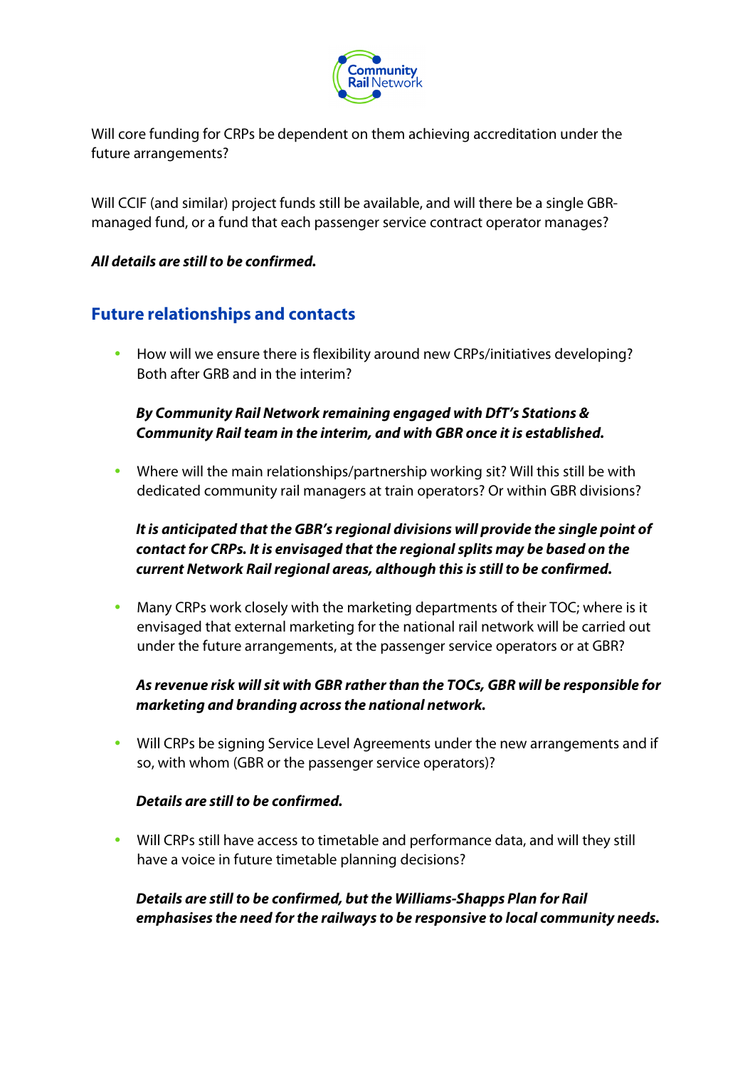Will core funding for CRPs be dependent on them achieving accreditation under the future arrangements?

Will CCIF (and similar) project funds still be available, and will there be a single GBR-managed fund, or a fund that each passenger service contract operator manages?

***All details are still to be confirmed.***

## Future relationships and contacts

- How will we ensure there is flexibility around new CRPs/initiatives developing? Both after GRB and in the interim?

  ***By Community Rail Network remaining engaged with DfT's Stations & Community Rail team in the interim, and with GBR once it is established.***

- Where will the main relationships/partnership working sit? Will this still be with dedicated community rail managers at train operators? Or within GBR divisions?

  ***It is anticipated that the GBR's regional divisions will provide the single point of contact for CRPs. It is envisaged that the regional splits may be based on the current Network Rail regional areas, although this is still to be confirmed.***

- Many CRPs work closely with the marketing departments of their TOC; where is it envisaged that external marketing for the national rail network will be carried out under the future arrangements, at the passenger service operators or at GBR?

  ***As revenue risk will sit with GBR rather than the TOCs, GBR will be responsible for marketing and branding across the national network.***

- Will CRPs be signing Service Level Agreements under the new arrangements and if so, with whom (GBR or the passenger service operators)?

  ***Details are still to be confirmed.***

- Will CRPs still have access to timetable and performance data, and will they still have a voice in future timetable planning decisions?

  ***Details are still to be confirmed, but the Williams-Shapps Plan for Rail emphasises the need for the railways to be responsive to local community needs.***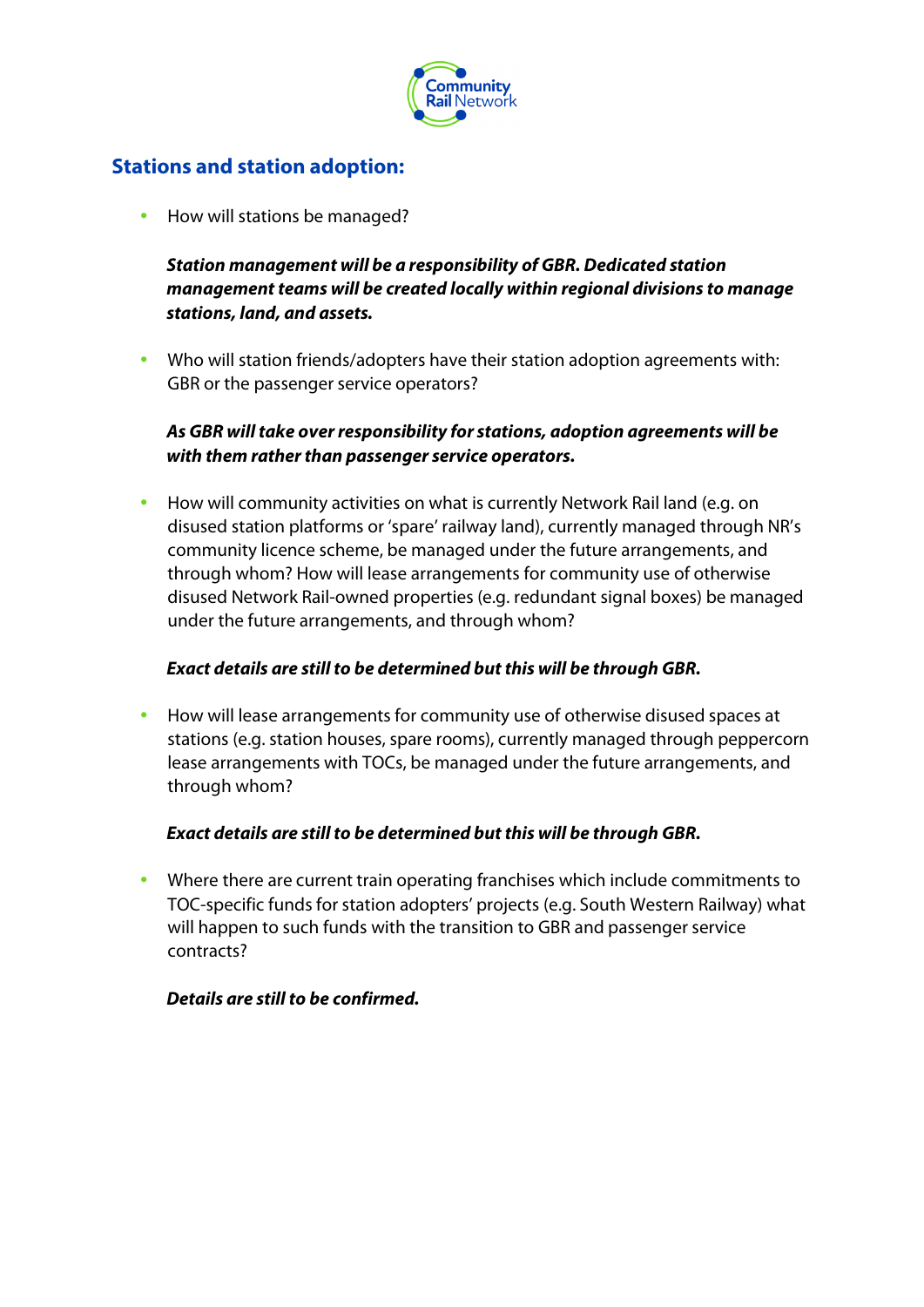## Stations and station adoption:

- How will stations be managed?

  ***Station management will be a responsibility of GBR. Dedicated station management teams will be created locally within regional divisions to manage stations, land, and assets.***

- Who will station friends/adopters have their station adoption agreements with: GBR or the passenger service operators?

  ***As GBR will take over responsibility for stations, adoption agreements will be with them rather than passenger service operators.***

- How will community activities on what is currently Network Rail land (e.g. on disused station platforms or 'spare' railway land), currently managed through NR's community licence scheme, be managed under the future arrangements, and through whom? How will lease arrangements for community use of otherwise disused Network Rail-owned properties (e.g. redundant signal boxes) be managed under the future arrangements, and through whom?

  ***Exact details are still to be determined but this will be through GBR.***

- How will lease arrangements for community use of otherwise disused spaces at stations (e.g. station houses, spare rooms), currently managed through peppercorn lease arrangements with TOCs, be managed under the future arrangements, and through whom?

  ***Exact details are still to be determined but this will be through GBR.***

- Where there are current train operating franchises which include commitments to TOC-specific funds for station adopters' projects (e.g. South Western Railway) what will happen to such funds with the transition to GBR and passenger service contracts?

  ***Details are still to be confirmed.***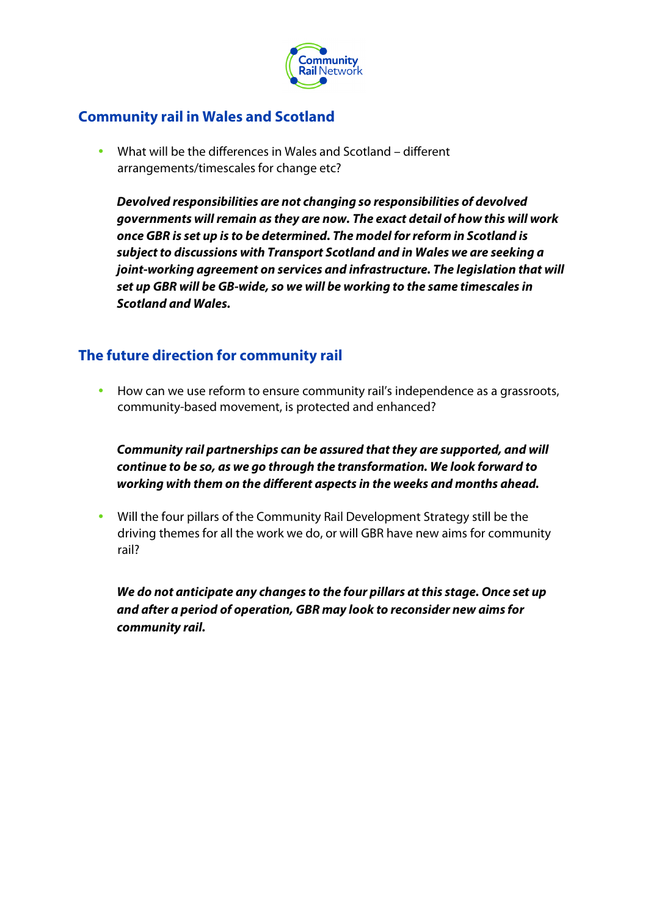## Community rail in Wales and Scotland

- What will be the differences in Wales and Scotland – different arrangements/timescales for change etc?

  ***Devolved responsibilities are not changing so responsibilities of devolved governments will remain as they are now. The exact detail of how this will work once GBR is set up is to be determined. The model for reform in Scotland is subject to discussions with Transport Scotland and in Wales we are seeking a joint-working agreement on services and infrastructure. The legislation that will set up GBR will be GB-wide, so we will be working to the same timescales in Scotland and Wales.***

## The future direction for community rail

- How can we use reform to ensure community rail's independence as a grassroots, community-based movement, is protected and enhanced?

  ***Community rail partnerships can be assured that they are supported, and will continue to be so, as we go through the transformation. We look forward to working with them on the different aspects in the weeks and months ahead.***

- Will the four pillars of the Community Rail Development Strategy still be the driving themes for all the work we do, or will GBR have new aims for community rail?

  ***We do not anticipate any changes to the four pillars at this stage. Once set up and after a period of operation, GBR may look to reconsider new aims for community rail.***